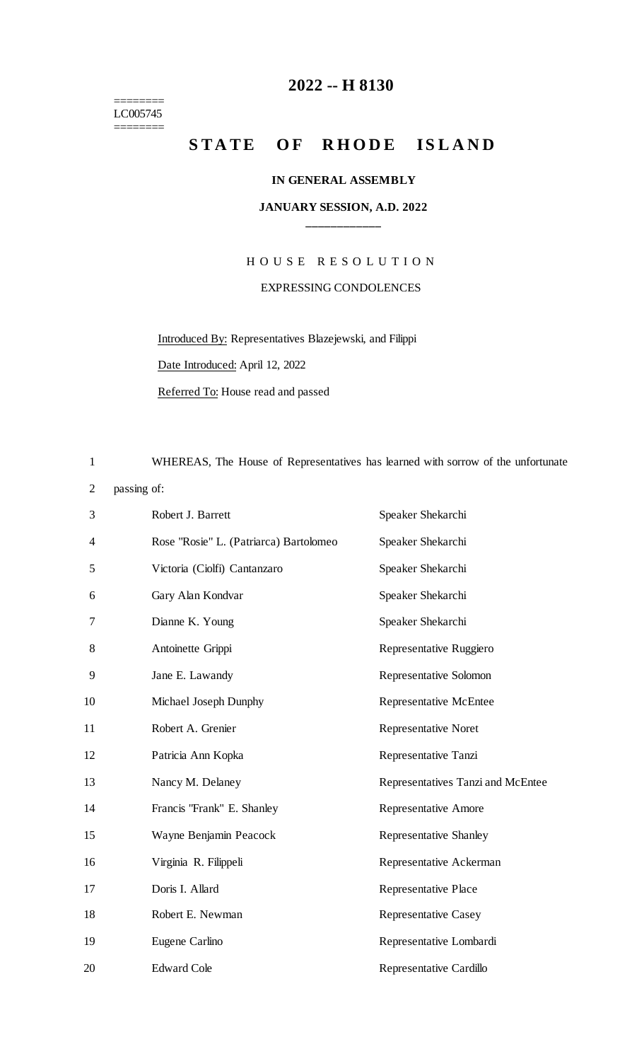========
LC005745
========

# 2022 -- H 8130

# STATE OF RHODE ISLAND

**IN GENERAL ASSEMBLY**

**JANUARY SESSION, A.D. 2022**

\_\_\_\_\_\_\_\_\_\_\_\_

## HOUSE RESOLUTION

EXPRESSING CONDOLENCES

Introduced By: Representatives Blazejewski, and Filippi

Date Introduced: April 12, 2022

Referred To: House read and passed

WHEREAS, The House of Representatives has learned with sorrow of the unfortunate passing of:

| | |
|---|---|
| Robert J. Barrett | Speaker Shekarchi |
| Rose "Rosie" L. (Patriarca) Bartolomeo | Speaker Shekarchi |
| Victoria (Ciolfi) Cantanzaro | Speaker Shekarchi |
| Gary Alan Kondvar | Speaker Shekarchi |
| Dianne K. Young | Speaker Shekarchi |
| Antoinette Grippi | Representative Ruggiero |
| Jane E. Lawandy | Representative Solomon |
| Michael Joseph Dunphy | Representative McEntee |
| Robert A. Grenier | Representative Noret |
| Patricia Ann Kopka | Representative Tanzi |
| Nancy M. Delaney | Representatives Tanzi and McEntee |
| Francis "Frank" E. Shanley | Representative Amore |
| Wayne Benjamin Peacock | Representative Shanley |
| Virginia R. Filippeli | Representative Ackerman |
| Doris I. Allard | Representative Place |
| Robert E. Newman | Representative Casey |
| Eugene Carlino | Representative Lombardi |
| Edward Cole | Representative Cardillo |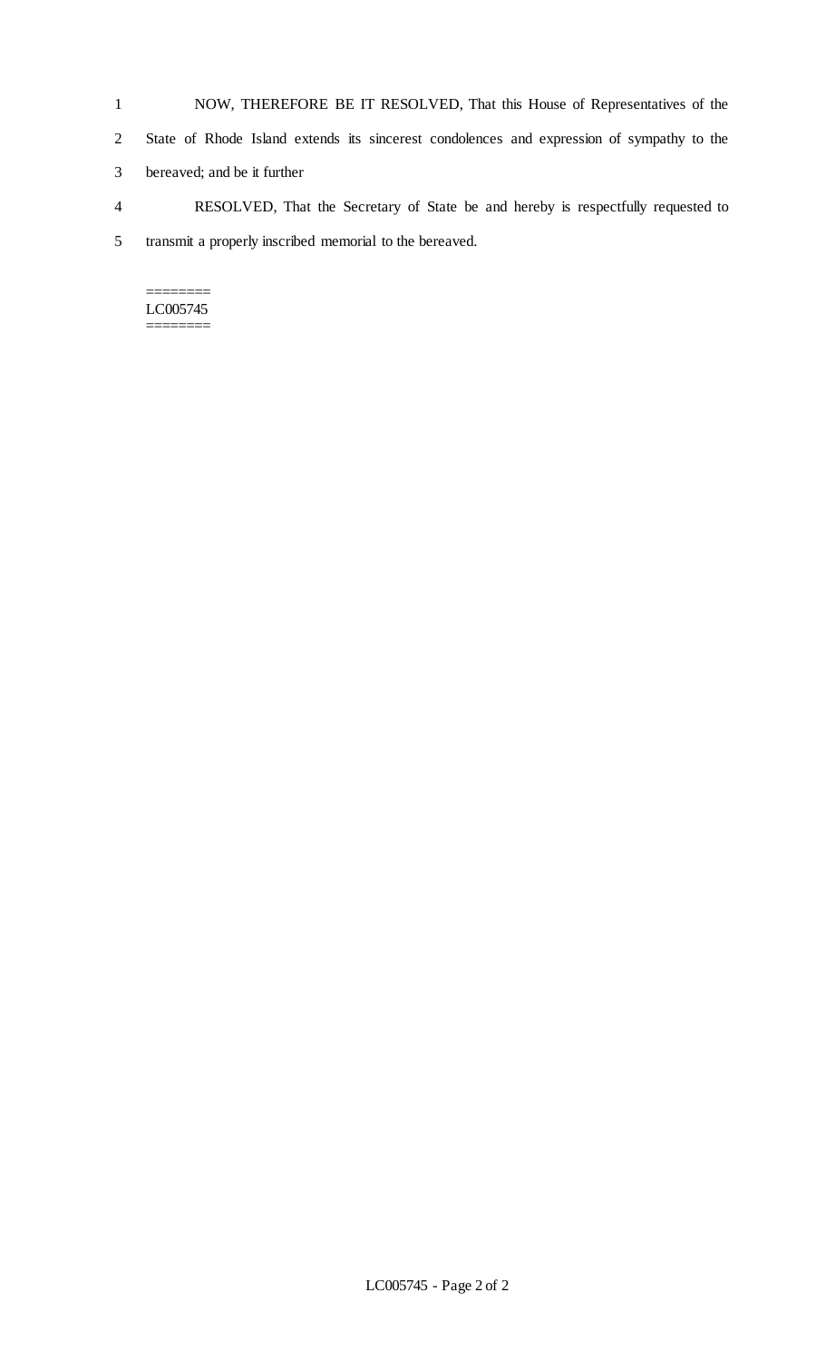NOW, THEREFORE BE IT RESOLVED, That this House of Representatives of the State of Rhode Island extends its sincerest condolences and expression of sympathy to the bereaved; and be it further

RESOLVED, That the Secretary of State be and hereby is respectfully requested to transmit a properly inscribed memorial to the bereaved.

========
LC005745
========